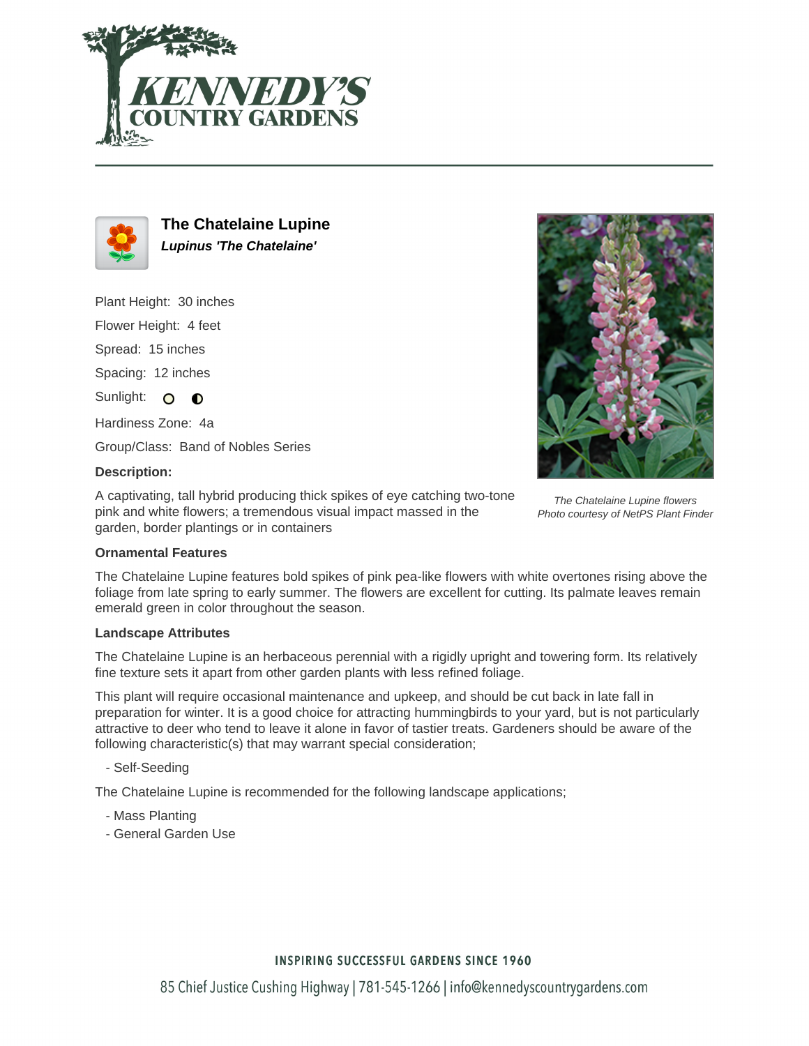# The Chatelaine Lupine

***Lupinus 'The Chatelaine'***

Plant Height: 30 inches

Flower Height: 4 feet

Spread: 15 inches

Spacing: 12 inches

Sunlight:

Hardiness Zone: 4a

Group/Class: Band of Nobles Series

**Description:**

A captivating, tall hybrid producing thick spikes of eye catching two-tone pink and white flowers; a tremendous visual impact massed in the garden, border plantings or in containers

*The Chatelaine Lupine flowers*
*Photo courtesy of NetPS Plant Finder*

**Ornamental Features**

The Chatelaine Lupine features bold spikes of pink pea-like flowers with white overtones rising above the foliage from late spring to early summer. The flowers are excellent for cutting. Its palmate leaves remain emerald green in color throughout the season.

**Landscape Attributes**

The Chatelaine Lupine is an herbaceous perennial with a rigidly upright and towering form. Its relatively fine texture sets it apart from other garden plants with less refined foliage.

This plant will require occasional maintenance and upkeep, and should be cut back in late fall in preparation for winter. It is a good choice for attracting hummingbirds to your yard, but is not particularly attractive to deer who tend to leave it alone in favor of tastier treats. Gardeners should be aware of the following characteristic(s) that may warrant special consideration;

- Self-Seeding

The Chatelaine Lupine is recommended for the following landscape applications;

- Mass Planting
- General Garden Use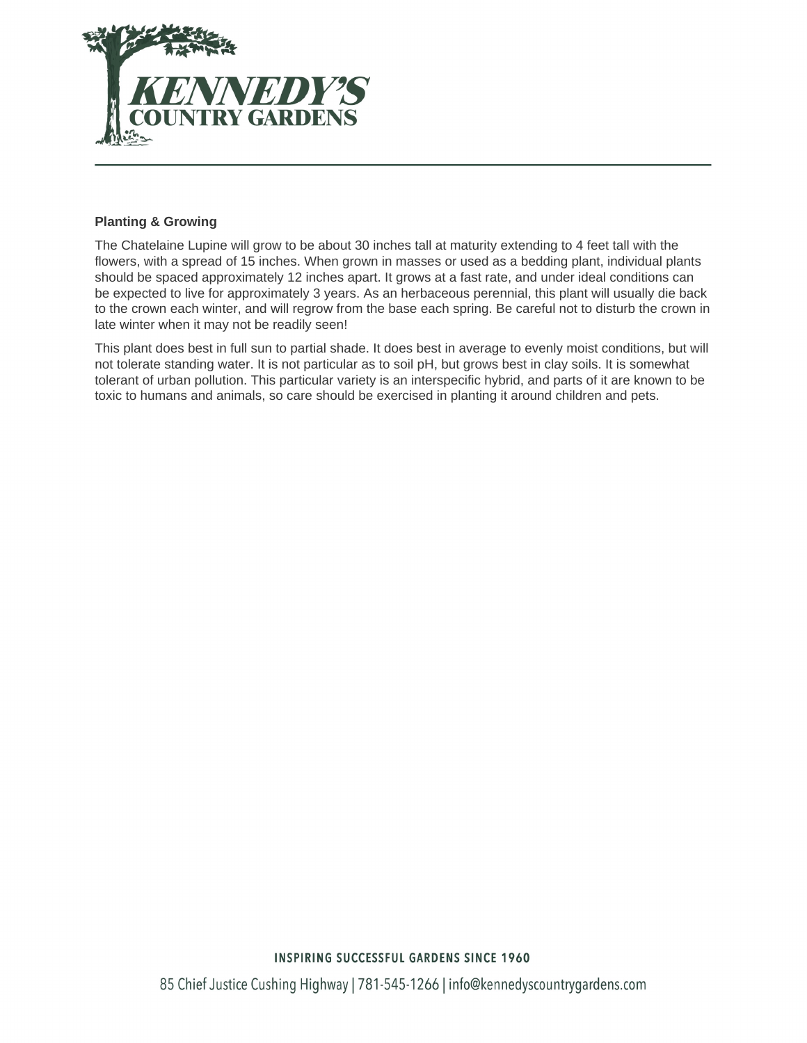**Planting & Growing**

The Chatelaine Lupine will grow to be about 30 inches tall at maturity extending to 4 feet tall with the flowers, with a spread of 15 inches. When grown in masses or used as a bedding plant, individual plants should be spaced approximately 12 inches apart. It grows at a fast rate, and under ideal conditions can be expected to live for approximately 3 years. As an herbaceous perennial, this plant will usually die back to the crown each winter, and will regrow from the base each spring. Be careful not to disturb the crown in late winter when it may not be readily seen!

This plant does best in full sun to partial shade. It does best in average to evenly moist conditions, but will not tolerate standing water. It is not particular as to soil pH, but grows best in clay soils. It is somewhat tolerant of urban pollution. This particular variety is an interspecific hybrid, and parts of it are known to be toxic to humans and animals, so care should be exercised in planting it around children and pets.